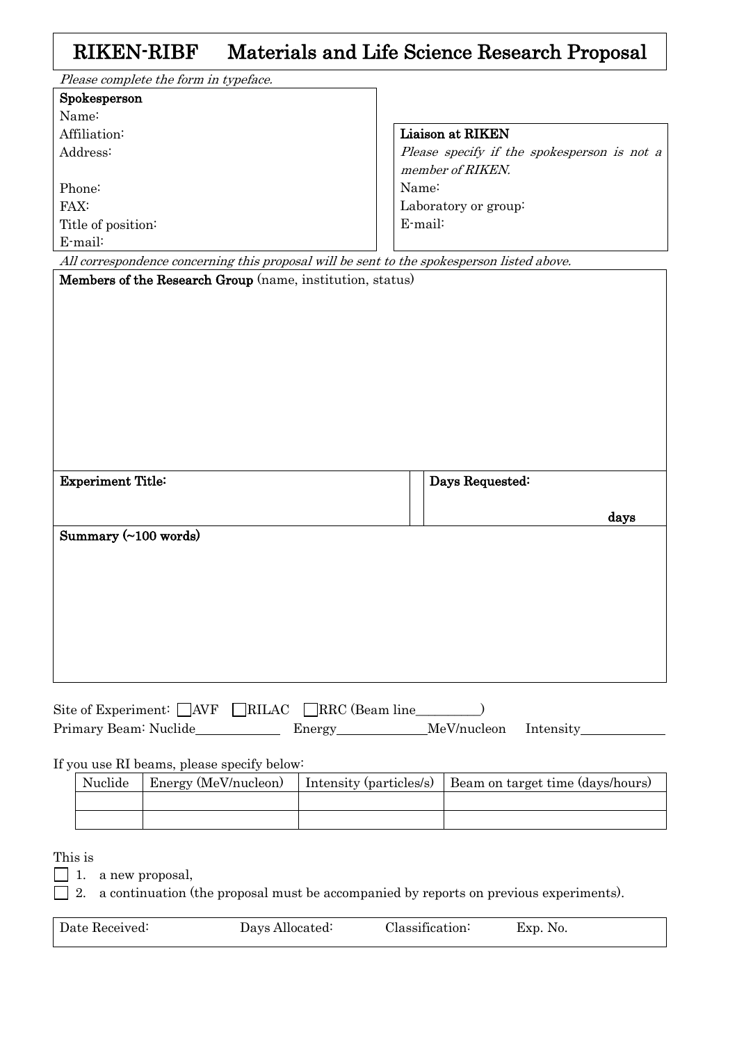# RIKEN-RIBF Materials and Life Science Research Proposal

*Please complete the form in typeface.*

**Spokesperson**

Name:

Affiliation:

Address:

Phone:

FAX:

Title of position:

E-mail:

**Liaison at RIKEN**

*Please specify if the spokesperson is not a member of RIKEN.*

Name:

Laboratory or group:

E-mail:

*All correspondence concerning this proposal will be sent to the spokesperson listed above.*

**Members of the Research Group** (name, institution, status)

**Experiment Title:**

**Days Requested:** **days**

**Summary (~100 words)**

Site of Experiment: ☐AVF ☐RILAC ☐RRC (Beam line\_\_\_\_\_\_\_\_\_\_)

Primary Beam: Nuclide\_\_\_\_\_\_\_\_\_\_\_\_ Energy\_\_\_\_\_\_\_\_\_\_\_\_MeV/nucleon Intensity\_\_\_\_\_\_\_\_\_\_\_\_

If you use RI beams, please specify below:

| Nuclide | Energy (MeV/nucleon) | Intensity (particles/s) | Beam on target time (days/hours) |
|---|---|---|---|
| | | | |
| | | | |

This is

☐ 1. a new proposal,

☐ 2. a continuation (the proposal must be accompanied by reports on previous experiments).

Date Received: Days Allocated: Classification: Exp. No.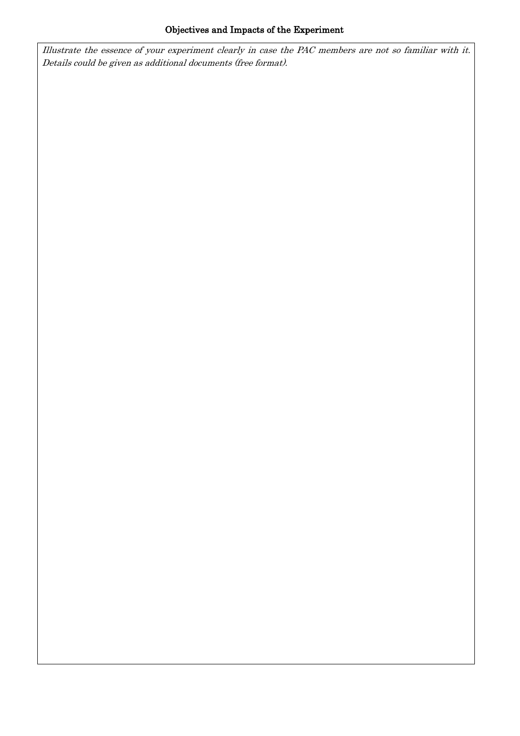**Objectives and Impacts of the Experiment**

*Illustrate the essence of your experiment clearly in case the PAC members are not so familiar with it. Details could be given as additional documents (free format).*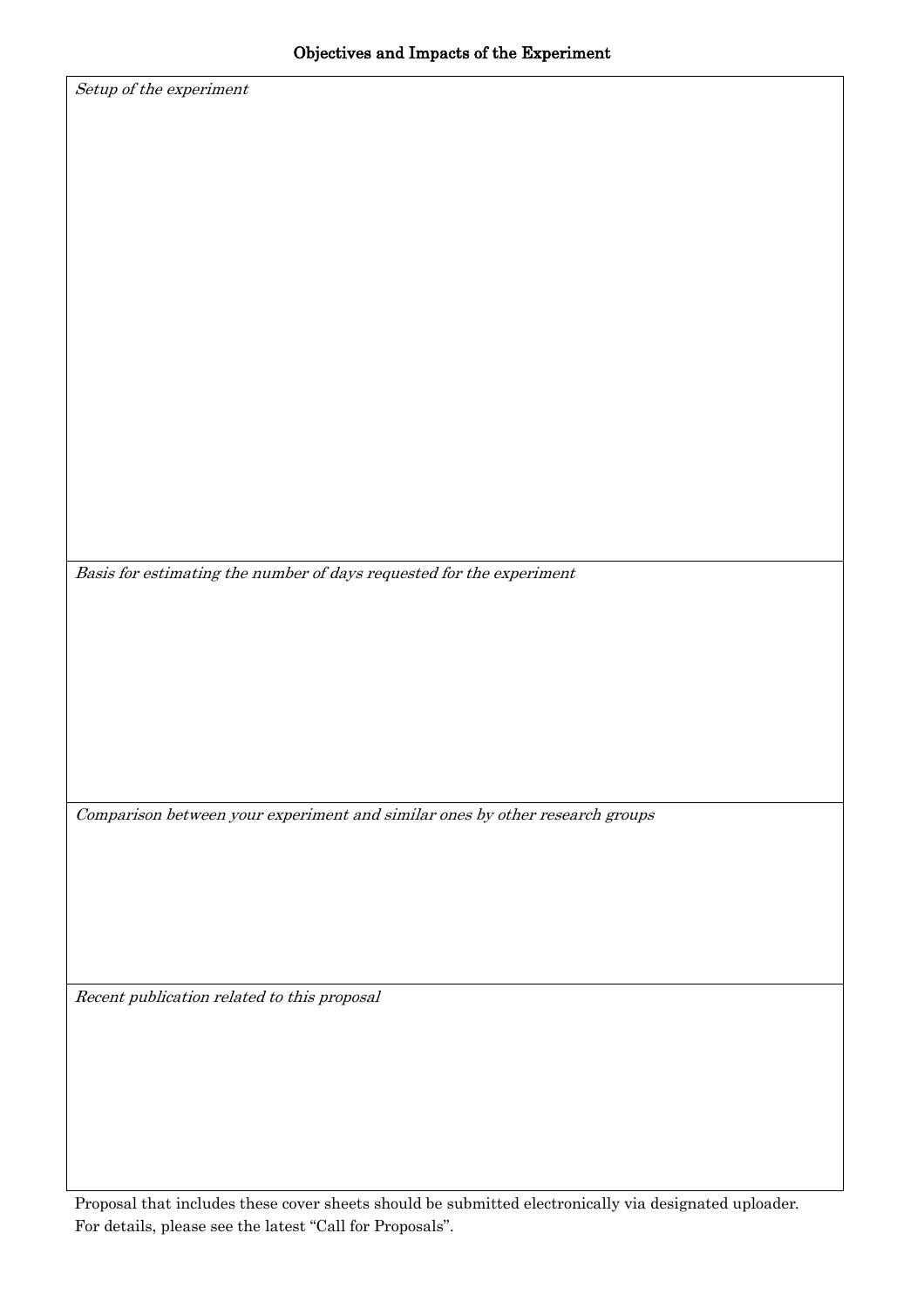# Objectives and Impacts of the Experiment

*Setup of the experiment*

*Basis for estimating the number of days requested for the experiment*

*Comparison between your experiment and similar ones by other research groups*

*Recent publication related to this proposal*

Proposal that includes these cover sheets should be submitted electronically via designated uploader.
For details, please see the latest "Call for Proposals".